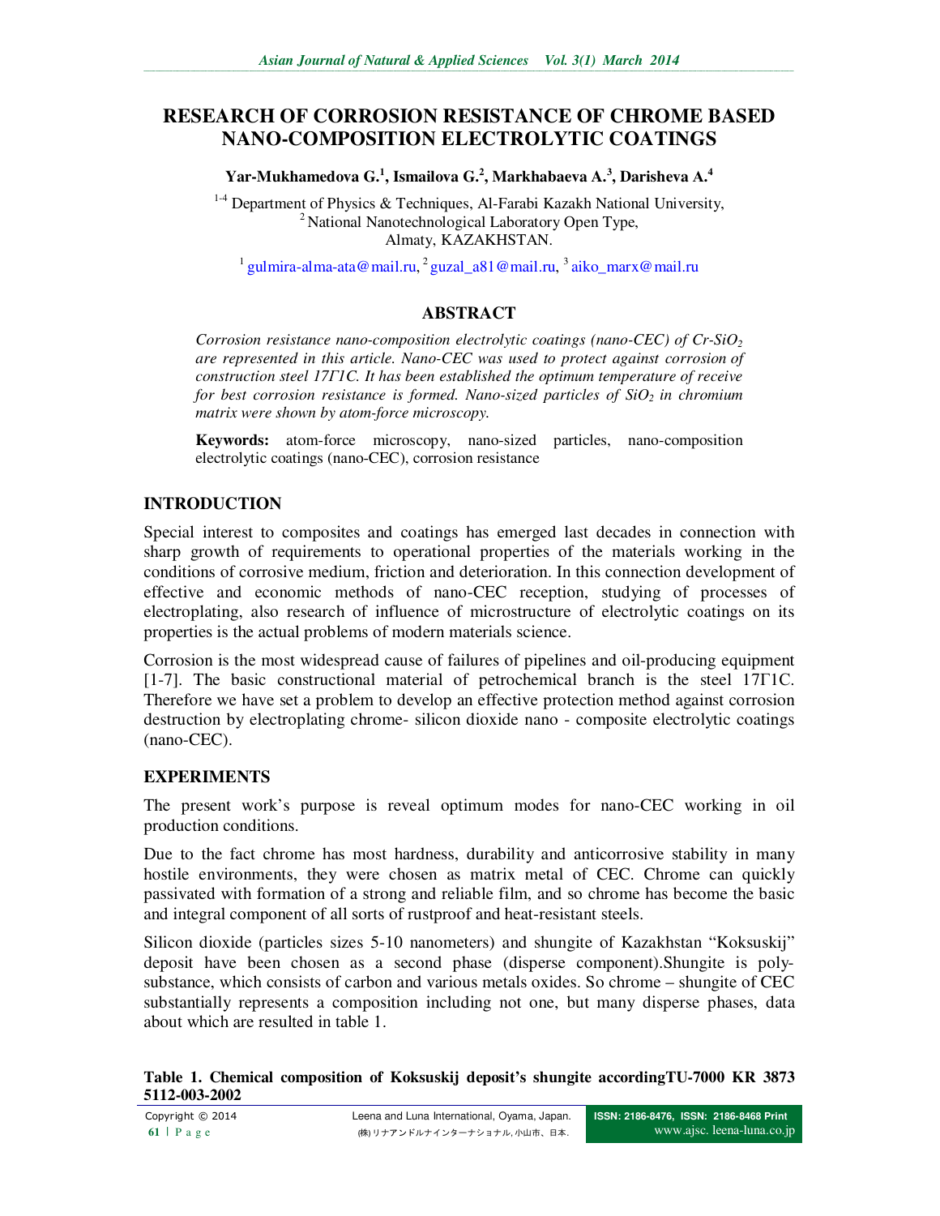# RESEARCH OF CORROSION RESISTANCE OF CHROME BASED NANO-COMPOSITION ELECTROLYTIC COATINGS

**Yar-Mukhamedova G.[1], Ismailova G.[2], Markhabaeva A.[3], Darisheva A.[4]**

[1-4] Department of Physics & Techniques, Al-Farabi Kazakh National University,
[2] National Nanotechnological Laboratory Open Type,
Almaty, KAZAKHSTAN.

[1] gulmira-alma-ata@mail.ru, [2] guzal_a81@mail.ru, [3] aiko_marx@mail.ru

## ABSTRACT

*Corrosion resistance nano-composition electrolytic coatings (nano-CEC) of Cr-$SiO_2$ are represented in this article. Nano-CEC was used to protect against corrosion of construction steel 17Г1С. It has been established the optimum temperature of receive for best corrosion resistance is formed. Nano-sized particles of $SiO_2$ in chromium matrix were shown by atom-force microscopy.*

**Keywords:** atom-force microscopy, nano-sized particles, nano-composition electrolytic coatings (nano-CEC), corrosion resistance

## INTRODUCTION

Special interest to composites and coatings has emerged last decades in connection with sharp growth of requirements to operational properties of the materials working in the conditions of corrosive medium, friction and deterioration. In this connection development of effective and economic methods of nano-CEC reception, studying of processes of electroplating, also research of influence of microstructure of electrolytic coatings on its properties is the actual problems of modern materials science.

Corrosion is the most widespread cause of failures of pipelines and oil-producing equipment [1-7]. The basic constructional material of petrochemical branch is the steel 17Г1С. Therefore we have set a problem to develop an effective protection method against corrosion destruction by electroplating chrome- silicon dioxide nano - composite electrolytic coatings (nano-CEC).

## EXPERIMENTS

The present work's purpose is reveal optimum modes for nano-CEC working in oil production conditions.

Due to the fact chrome has most hardness, durability and anticorrosive stability in many hostile environments, they were chosen as matrix metal of CEC. Chrome can quickly passivated with formation of a strong and reliable film, and so chrome has become the basic and integral component of all sorts of rustproof and heat-resistant steels.

Silicon dioxide (particles sizes 5-10 nanometers) and shungite of Kazakhstan "Koksuskij" deposit have been chosen as a second phase (disperse component).Shungite is poly-substance, which consists of carbon and various metals oxides. So chrome – shungite of CEC substantially represents a composition including not one, but many disperse phases, data about which are resulted in table 1.

**Table 1. Chemical composition of Koksuskij deposit's shungite accordingTU-7000 KR 3873 5112-003-2002**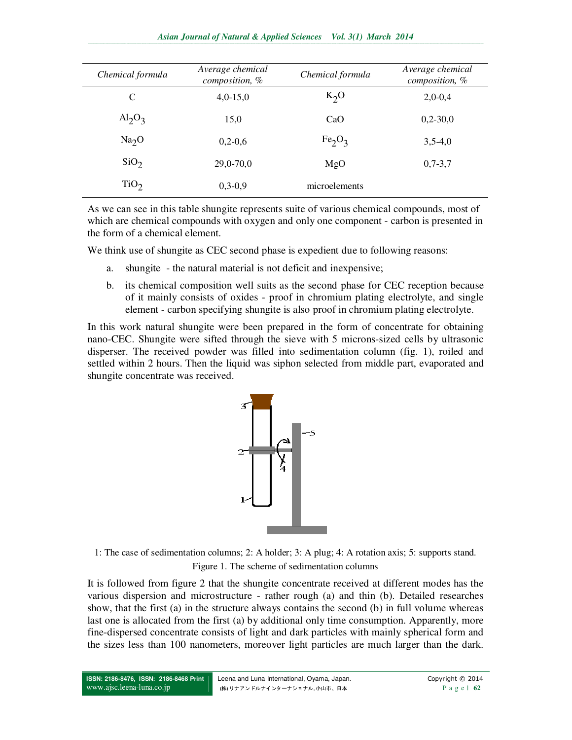| Chemical formula | Average chemical composition, % | Chemical formula | Average chemical composition, % |
|---|---|---|---|
| C | 4,0-15,0 | $K_2O$ | 2,0-0,4 |
| $Al_2O_3$ | 15,0 | CaO | 0,2-30,0 |
| $Na_2O$ | 0,2-0,6 | $Fe_2O_3$ | 3,5-4,0 |
| $SiO_2$ | 29,0-70,0 | MgO | 0,7-3,7 |
| $TiO_2$ | 0,3-0,9 | microelements | |

As we can see in this table shungite represents suite of various chemical compounds, most of which are chemical compounds with oxygen and only one component - carbon is presented in the form of a chemical element.

We think use of shungite as CEC second phase is expedient due to following reasons:

a. shungite - the natural material is not deficit and inexpensive;
b. its chemical composition well suits as the second phase for CEC reception because of it mainly consists of oxides - proof in chromium plating electrolyte, and single element - carbon specifying shungite is also proof in chromium plating electrolyte.

In this work natural shungite were been prepared in the form of concentrate for obtaining nano-CEC. Shungite were sifted through the sieve with 5 microns-sized cells by ultrasonic disperser. The received powder was filled into sedimentation column (fig. 1), roiled and settled within 2 hours. Then the liquid was siphon selected from middle part, evaporated and shungite concentrate was received.

1: The case of sedimentation columns; 2: A holder; 3: A plug; 4: A rotation axis; 5: supports stand.

Figure 1. The scheme of sedimentation columns

It is followed from figure 2 that the shungite concentrate received at different modes has the various dispersion and microstructure - rather rough (a) and thin (b). Detailed researches show, that the first (a) in the structure always contains the second (b) in full volume whereas last one is allocated from the first (a) by additional only time consumption. Apparently, more fine-dispersed concentrate consists of light and dark particles with mainly spherical form and the sizes less than 100 nanometers, moreover light particles are much larger than the dark.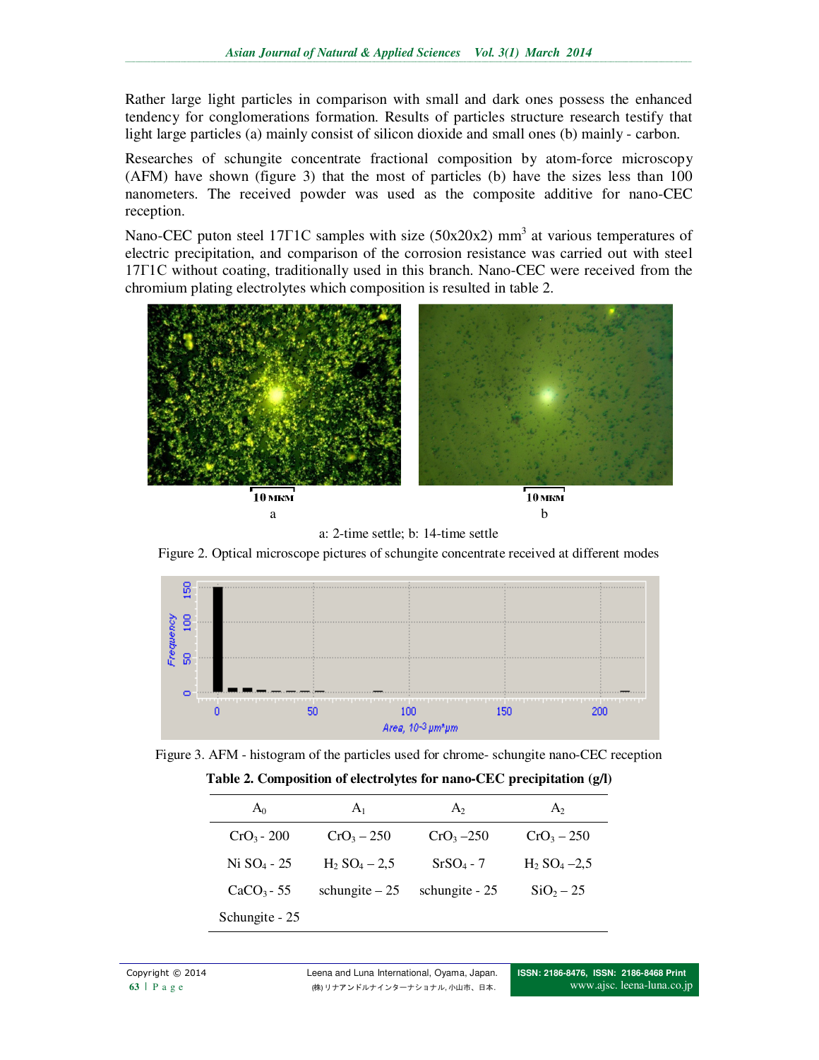Rather large light particles in comparison with small and dark ones possess the enhanced tendency for conglomerations formation. Results of particles structure research testify that light large particles (a) mainly consist of silicon dioxide and small ones (b) mainly - carbon.

Researches of schungite concentrate fractional composition by atom-force microscopy (AFM) have shown (figure 3) that the most of particles (b) have the sizes less than 100 nanometers. The received powder was used as the composite additive for nano-CEC reception.

Nano-CEC puton steel 17Г1С samples with size (50x20x2) mm$^3$ at various temperatures of electric precipitation, and comparison of the corrosion resistance was carried out with steel 17Г1С without coating, traditionally used in this branch. Nano-CEC were received from the chromium plating electrolytes which composition is resulted in table 2.

a: 2-time settle; b: 14-time settle

Figure 2. Optical microscope pictures of schungite concentrate received at different modes

Figure 3. AFM - histogram of the particles used for chrome- schungite nano-CEC reception

**Table 2. Composition of electrolytes for nano-CEC precipitation (g/l)**

| $A_0$ | $A_1$ | $A_2$ | $A_2$ |
|---|---|---|---|
| $CrO_3$ - 200 | $CrO_3$ – 250 | $CrO_3$ –250 | $CrO_3$ – 250 |
| Ni $SO_4$ - 25 | $H_2$ $SO_4$ – 2,5 | $SrSO_4$ - 7 | $H_2$ $SO_4$ –2,5 |
| $CaCO_3$ - 55 | schungite – 25 | schungite - 25 | $SiO_2$ – 25 |
| Schungite - 25 | | | |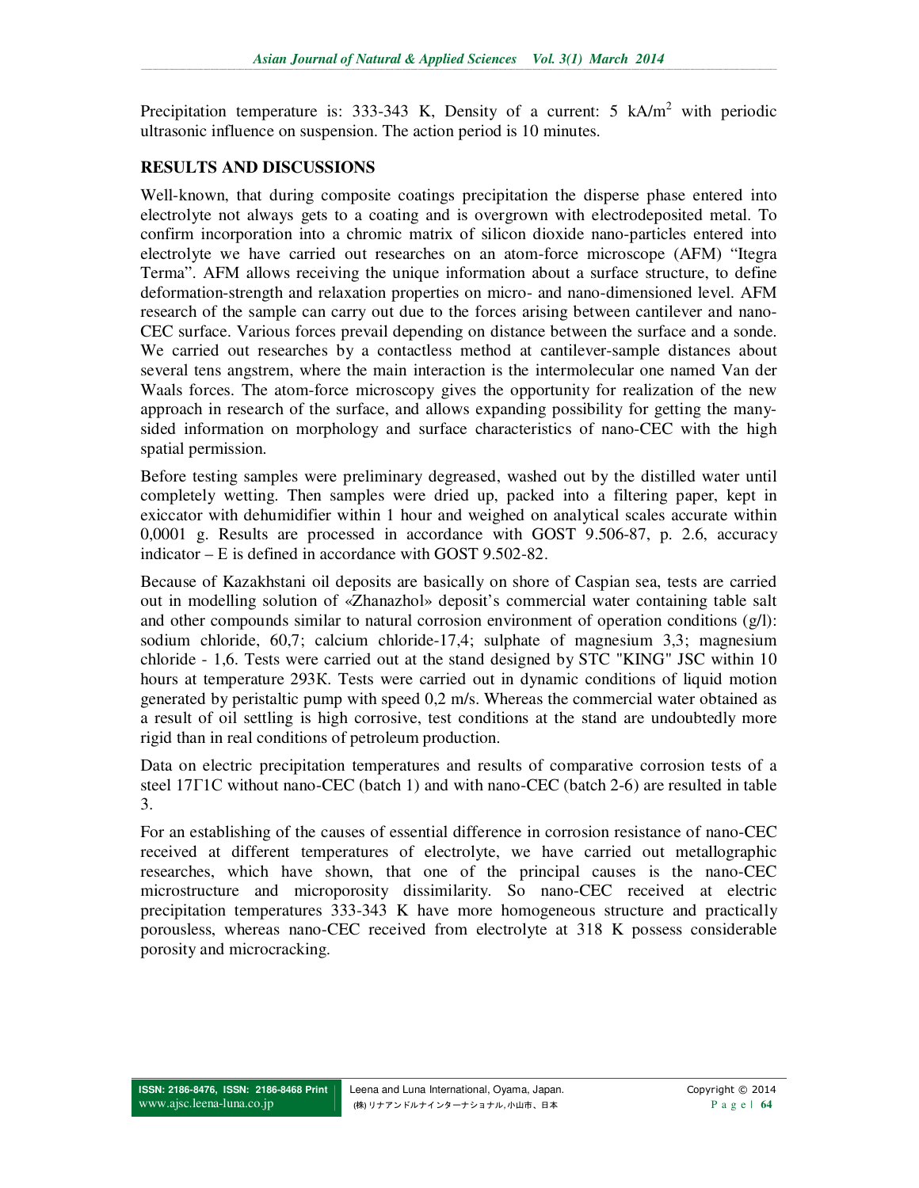Precipitation temperature is: 333-343 K, Density of a current: 5 $kA/m^2$ with periodic ultrasonic influence on suspension. The action period is 10 minutes.

## RESULTS AND DISCUSSIONS

Well-known, that during composite coatings precipitation the disperse phase entered into electrolyte not always gets to a coating and is overgrown with electrodeposited metal. To confirm incorporation into a chromic matrix of silicon dioxide nano-particles entered into electrolyte we have carried out researches on an atom-force microscope (AFM) "Itegra Terma". AFM allows receiving the unique information about a surface structure, to define deformation-strength and relaxation properties on micro- and nano-dimensioned level. AFM research of the sample can carry out due to the forces arising between cantilever and nano-CEC surface. Various forces prevail depending on distance between the surface and a sonde. We carried out researches by a contactless method at cantilever-sample distances about several tens angstrem, where the main interaction is the intermolecular one named Van der Waals forces. The atom-force microscopy gives the opportunity for realization of the new approach in research of the surface, and allows expanding possibility for getting the many-sided information on morphology and surface characteristics of nano-CEC with the high spatial permission.

Before testing samples were preliminary degreased, washed out by the distilled water until completely wetting. Then samples were dried up, packed into a filtering paper, kept in exiccator with dehumidifier within 1 hour and weighed on analytical scales accurate within 0,0001 g. Results are processed in accordance with GOST 9.506-87, p. 2.6, accuracy indicator – E is defined in accordance with GOST 9.502-82.

Because of Kazakhstani oil deposits are basically on shore of Caspian sea, tests are carried out in modelling solution of «Zhanazhol» deposit's commercial water containing table salt and other compounds similar to natural corrosion environment of operation conditions (g/l): sodium chloride, 60,7; calcium chloride-17,4; sulphate of magnesium 3,3; magnesium chloride - 1,6. Tests were carried out at the stand designed by STC "KING" JSC within 10 hours at temperature 293K. Tests were carried out in dynamic conditions of liquid motion generated by peristaltic pump with speed 0,2 m/s. Whereas the commercial water obtained as a result of oil settling is high corrosive, test conditions at the stand are undoubtedly more rigid than in real conditions of petroleum production.

Data on electric precipitation temperatures and results of comparative corrosion tests of a steel 17Г1С without nano-CEC (batch 1) and with nano-CEC (batch 2-6) are resulted in table 3.

For an establishing of the causes of essential difference in corrosion resistance of nano-CEC received at different temperatures of electrolyte, we have carried out metallographic researches, which have shown, that one of the principal causes is the nano-CEC microstructure and microporosity dissimilarity. So nano-CEC received at electric precipitation temperatures 333-343 K have more homogeneous structure and practically porousless, whereas nano-CEC received from electrolyte at 318 K possess considerable porosity and microcracking.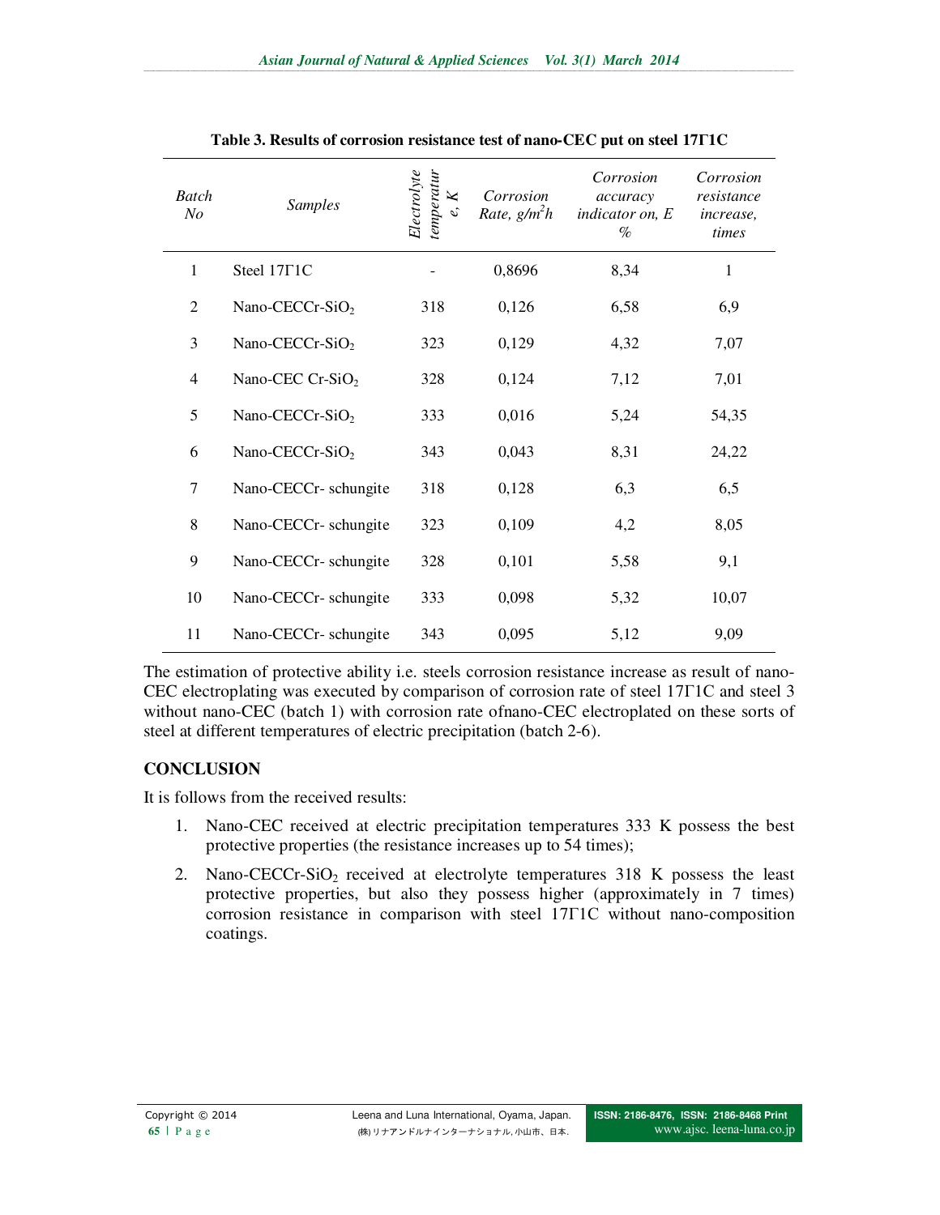**Table 3. Results of corrosion resistance test of nano-CEC put on steel 17Γ1C**

| *Batch No* | *Samples* | *Electrolyte temperature, K* | *Corrosion Rate, g/m²h* | *Corrosion accuracy indicator on, E %* | *Corrosion resistance increase, times* |
|---|---|---|---|---|---|
| 1 | Steel 17Γ1C | - | 0,8696 | 8,34 | 1 |
| 2 | Nano-CECCr-$SiO_2$ | 318 | 0,126 | 6,58 | 6,9 |
| 3 | Nano-CECCr-$SiO_2$ | 323 | 0,129 | 4,32 | 7,07 |
| 4 | Nano-CEC Cr-$SiO_2$ | 328 | 0,124 | 7,12 | 7,01 |
| 5 | Nano-CECCr-$SiO_2$ | 333 | 0,016 | 5,24 | 54,35 |
| 6 | Nano-CECCr-$SiO_2$ | 343 | 0,043 | 8,31 | 24,22 |
| 7 | Nano-CECCr- schungite | 318 | 0,128 | 6,3 | 6,5 |
| 8 | Nano-CECCr- schungite | 323 | 0,109 | 4,2 | 8,05 |
| 9 | Nano-CECCr- schungite | 328 | 0,101 | 5,58 | 9,1 |
| 10 | Nano-CECCr- schungite | 333 | 0,098 | 5,32 | 10,07 |
| 11 | Nano-CECCr- schungite | 343 | 0,095 | 5,12 | 9,09 |

The estimation of protective ability i.e. steels corrosion resistance increase as result of nano-CEC electroplating was executed by comparison of corrosion rate of steel 17Γ1C and steel 3 without nano-CEC (batch 1) with corrosion rate ofnano-CEC electroplated on these sorts of steel at different temperatures of electric precipitation (batch 2-6).

## CONCLUSION

It is follows from the received results:

1. Nano-CEC received at electric precipitation temperatures 333 K possess the best protective properties (the resistance increases up to 54 times);
2. Nano-CECCr-$SiO_2$ received at electrolyte temperatures 318 K possess the least protective properties, but also they possess higher (approximately in 7 times) corrosion resistance in comparison with steel 17Γ1C without nano-composition coatings.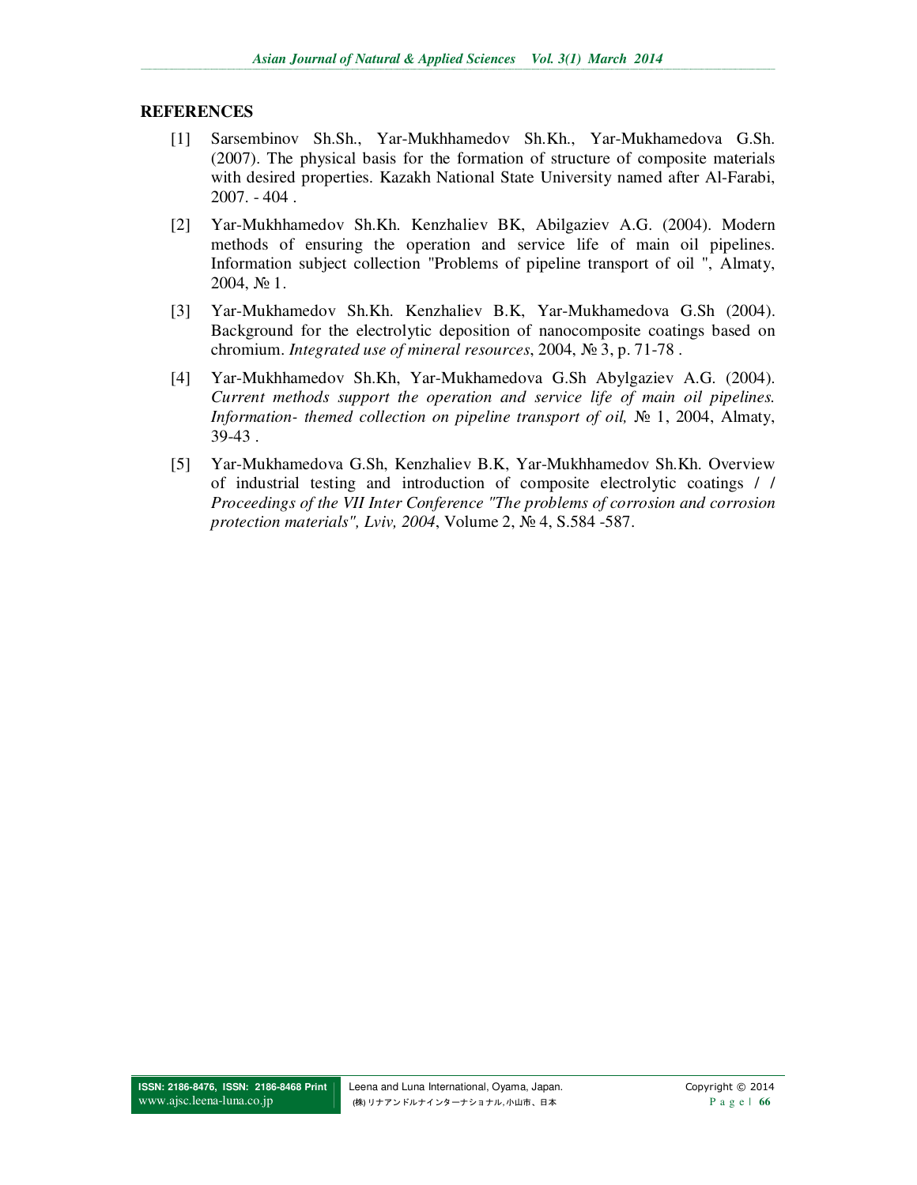## REFERENCES

[1] Sarsembinov Sh.Sh., Yar-Mukhhamedov Sh.Kh., Yar-Mukhamedova G.Sh. (2007). The physical basis for the formation of structure of composite materials with desired properties. Kazakh National State University named after Al-Farabi, 2007. - 404 .

[2] Yar-Mukhhamedov Sh.Kh. Kenzhaliev BK, Abilgaziev A.G. (2004). Modern methods of ensuring the operation and service life of main oil pipelines. Information subject collection "Problems of pipeline transport of oil ", Almaty, 2004, № 1.

[3] Yar-Mukhamedov Sh.Kh. Kenzhaliev B.K, Yar-Mukhamedova G.Sh (2004). Background for the electrolytic deposition of nanocomposite coatings based on chromium. *Integrated use of mineral resources*, 2004, № 3, p. 71-78 .

[4] Yar-Mukhhamedov Sh.Kh, Yar-Mukhamedova G.Sh Abylgaziev A.G. (2004). *Current methods support the operation and service life of main oil pipelines. Information- themed collection on pipeline transport of oil,* № 1, 2004, Almaty, 39-43 .

[5] Yar-Mukhamedova G.Sh, Kenzhaliev B.K, Yar-Mukhhamedov Sh.Kh. Overview of industrial testing and introduction of composite electrolytic coatings / / *Proceedings of the VII Inter Conference "The problems of corrosion and corrosion protection materials", Lviv, 2004*, Volume 2, № 4, S.584 -587.